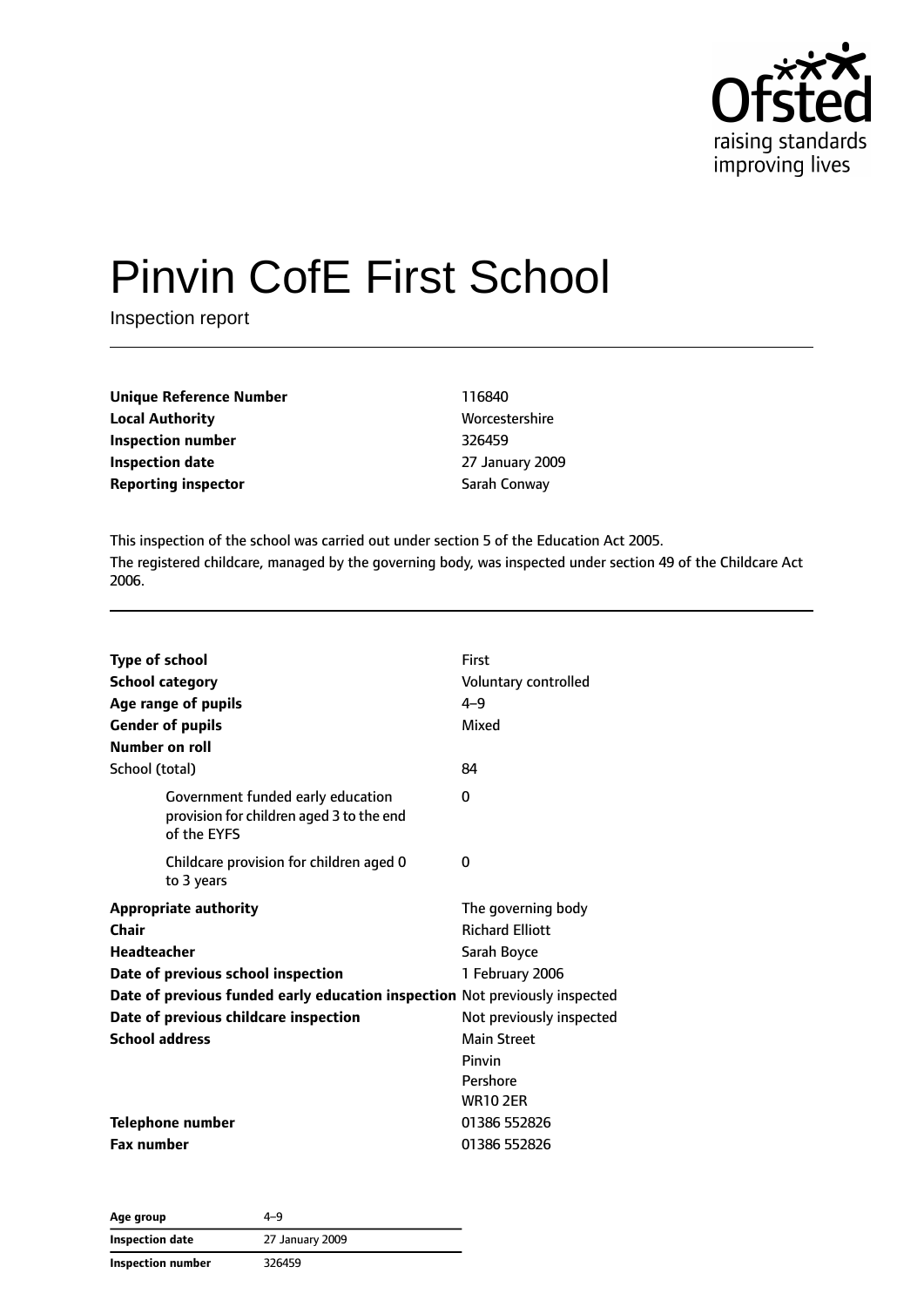# Pinvin CofE First School

Inspection report

| | |
|---|---|
| **Unique Reference Number** | 116840 |
| **Local Authority** | Worcestershire |
| **Inspection number** | 326459 |
| **Inspection date** | 27 January 2009 |
| **Reporting inspector** | Sarah Conway |

This inspection of the school was carried out under section 5 of the Education Act 2005.

The registered childcare, managed by the governing body, was inspected under section 49 of the Childcare Act 2006.

| | |
|---|---|
| **Type of school** | First |
| **School category** | Voluntary controlled |
| **Age range of pupils** | 4–9 |
| **Gender of pupils** | Mixed |
| **Number on roll** | |
| School (total) | 84 |
| Government funded early education provision for children aged 3 to the end of the EYFS | 0 |
| Childcare provision for children aged 0 to 3 years | 0 |
| **Appropriate authority** | The governing body |
| **Chair** | Richard Elliott |
| **Headteacher** | Sarah Boyce |
| **Date of previous school inspection** | 1 February 2006 |
| **Date of previous funded early education inspection** | Not previously inspected |
| **Date of previous childcare inspection** | Not previously inspected |
| **School address** | Main Street<br>Pinvin<br>Pershore<br>WR10 2ER |
| **Telephone number** | 01386 552826 |
| **Fax number** | 01386 552826 |

| | |
|---|---|
| **Age group** | 4–9 |
| **Inspection date** | 27 January 2009 |
| **Inspection number** | 326459 |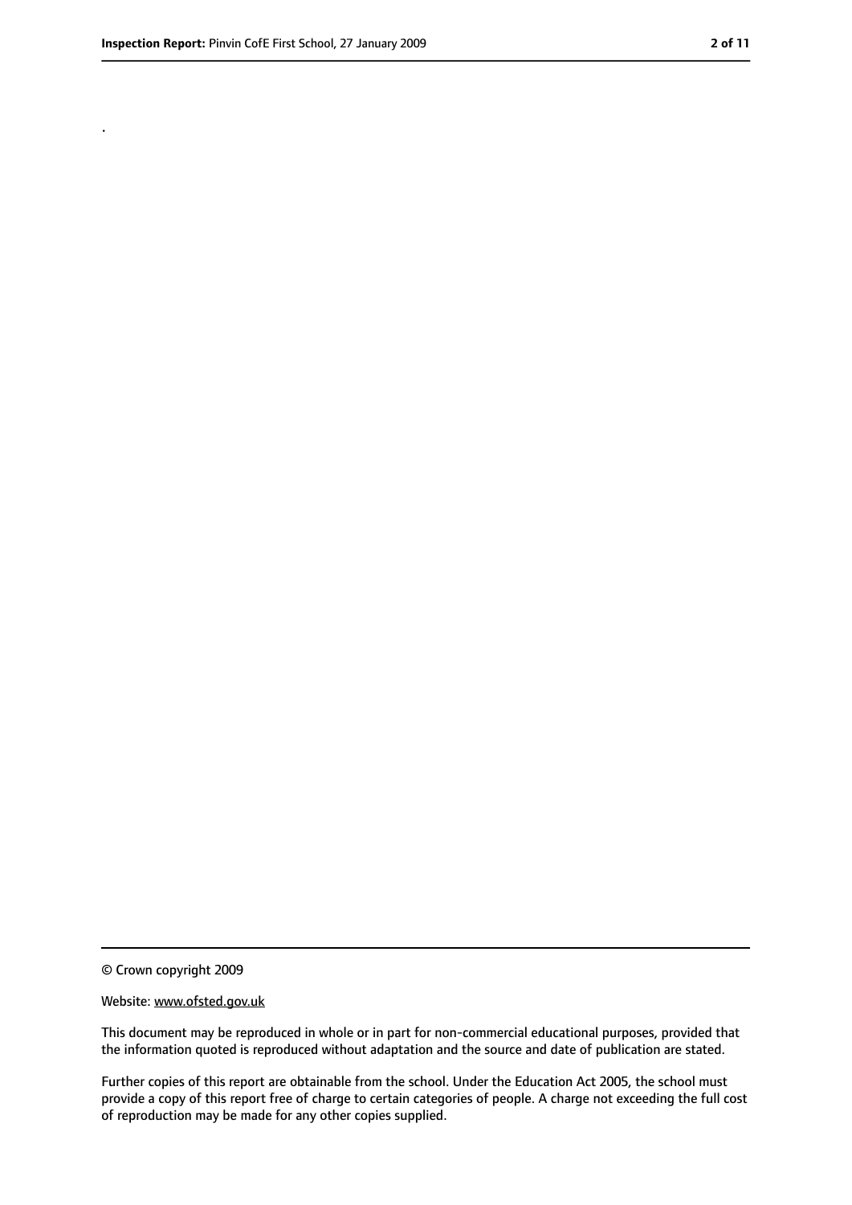.

© Crown copyright 2009

Website: www.ofsted.gov.uk

This document may be reproduced in whole or in part for non-commercial educational purposes, provided that the information quoted is reproduced without adaptation and the source and date of publication are stated.

Further copies of this report are obtainable from the school. Under the Education Act 2005, the school must provide a copy of this report free of charge to certain categories of people. A charge not exceeding the full cost of reproduction may be made for any other copies supplied.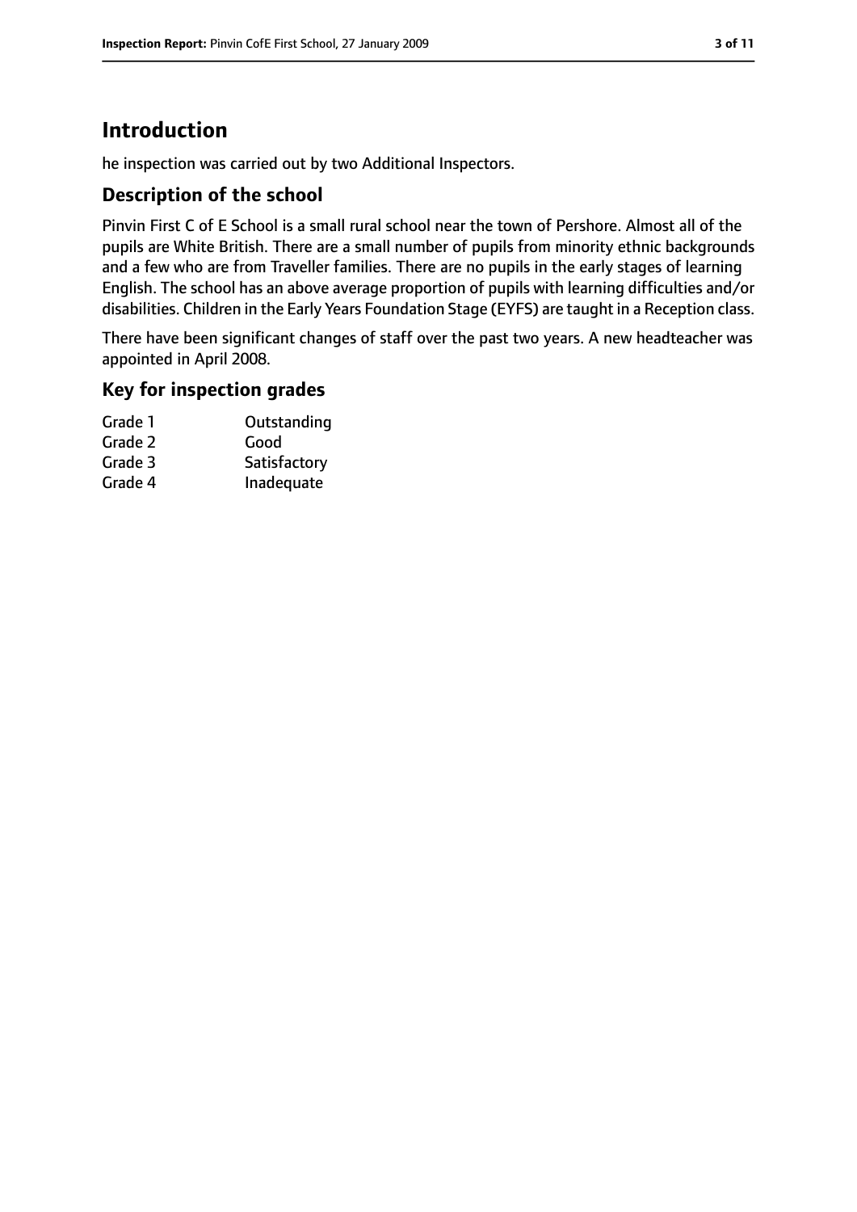## Introduction

he inspection was carried out by two Additional Inspectors.

### Description of the school

Pinvin First C of E School is a small rural school near the town of Pershore. Almost all of the pupils are White British. There are a small number of pupils from minority ethnic backgrounds and a few who are from Traveller families. There are no pupils in the early stages of learning English. The school has an above average proportion of pupils with learning difficulties and/or disabilities. Children in the Early Years Foundation Stage (EYFS) are taught in a Reception class.

There have been significant changes of staff over the past two years. A new headteacher was appointed in April 2008.

### Key for inspection grades

| | |
|---|---|
| Grade 1 | Outstanding |
| Grade 2 | Good |
| Grade 3 | Satisfactory |
| Grade 4 | Inadequate |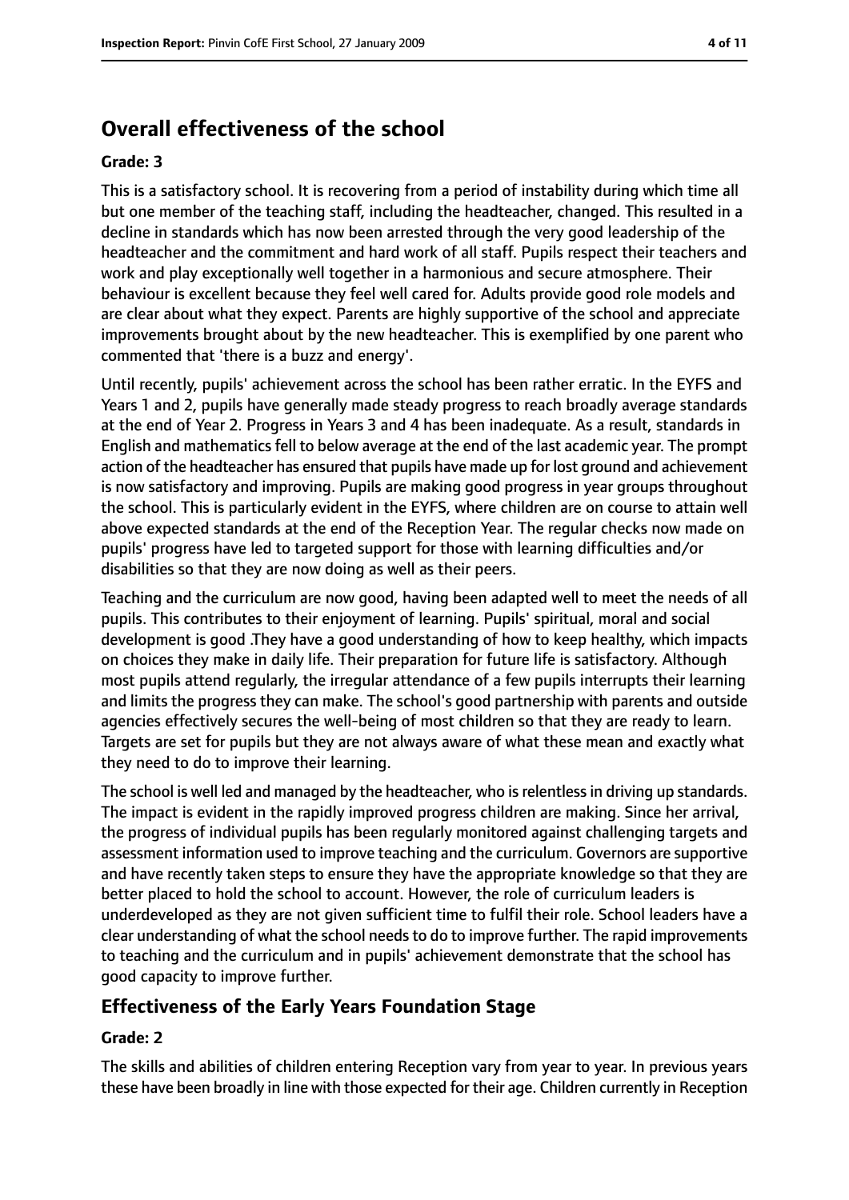## Overall effectiveness of the school

### Grade: 3

This is a satisfactory school. It is recovering from a period of instability during which time all but one member of the teaching staff, including the headteacher, changed. This resulted in a decline in standards which has now been arrested through the very good leadership of the headteacher and the commitment and hard work of all staff. Pupils respect their teachers and work and play exceptionally well together in a harmonious and secure atmosphere. Their behaviour is excellent because they feel well cared for. Adults provide good role models and are clear about what they expect. Parents are highly supportive of the school and appreciate improvements brought about by the new headteacher. This is exemplified by one parent who commented that 'there is a buzz and energy'.

Until recently, pupils' achievement across the school has been rather erratic. In the EYFS and Years 1 and 2, pupils have generally made steady progress to reach broadly average standards at the end of Year 2. Progress in Years 3 and 4 has been inadequate. As a result, standards in English and mathematics fell to below average at the end of the last academic year. The prompt action of the headteacher has ensured that pupils have made up for lost ground and achievement is now satisfactory and improving. Pupils are making good progress in year groups throughout the school. This is particularly evident in the EYFS, where children are on course to attain well above expected standards at the end of the Reception Year. The regular checks now made on pupils' progress have led to targeted support for those with learning difficulties and/or disabilities so that they are now doing as well as their peers.

Teaching and the curriculum are now good, having been adapted well to meet the needs of all pupils. This contributes to their enjoyment of learning. Pupils' spiritual, moral and social development is good .They have a good understanding of how to keep healthy, which impacts on choices they make in daily life. Their preparation for future life is satisfactory. Although most pupils attend regularly, the irregular attendance of a few pupils interrupts their learning and limits the progress they can make. The school's good partnership with parents and outside agencies effectively secures the well-being of most children so that they are ready to learn. Targets are set for pupils but they are not always aware of what these mean and exactly what they need to do to improve their learning.

The school is well led and managed by the headteacher, who is relentless in driving up standards. The impact is evident in the rapidly improved progress children are making. Since her arrival, the progress of individual pupils has been regularly monitored against challenging targets and assessment information used to improve teaching and the curriculum. Governors are supportive and have recently taken steps to ensure they have the appropriate knowledge so that they are better placed to hold the school to account. However, the role of curriculum leaders is underdeveloped as they are not given sufficient time to fulfil their role. School leaders have a clear understanding of what the school needs to do to improve further. The rapid improvements to teaching and the curriculum and in pupils' achievement demonstrate that the school has good capacity to improve further.

## Effectiveness of the Early Years Foundation Stage

### Grade: 2

The skills and abilities of children entering Reception vary from year to year. In previous years these have been broadly in line with those expected for their age. Children currently in Reception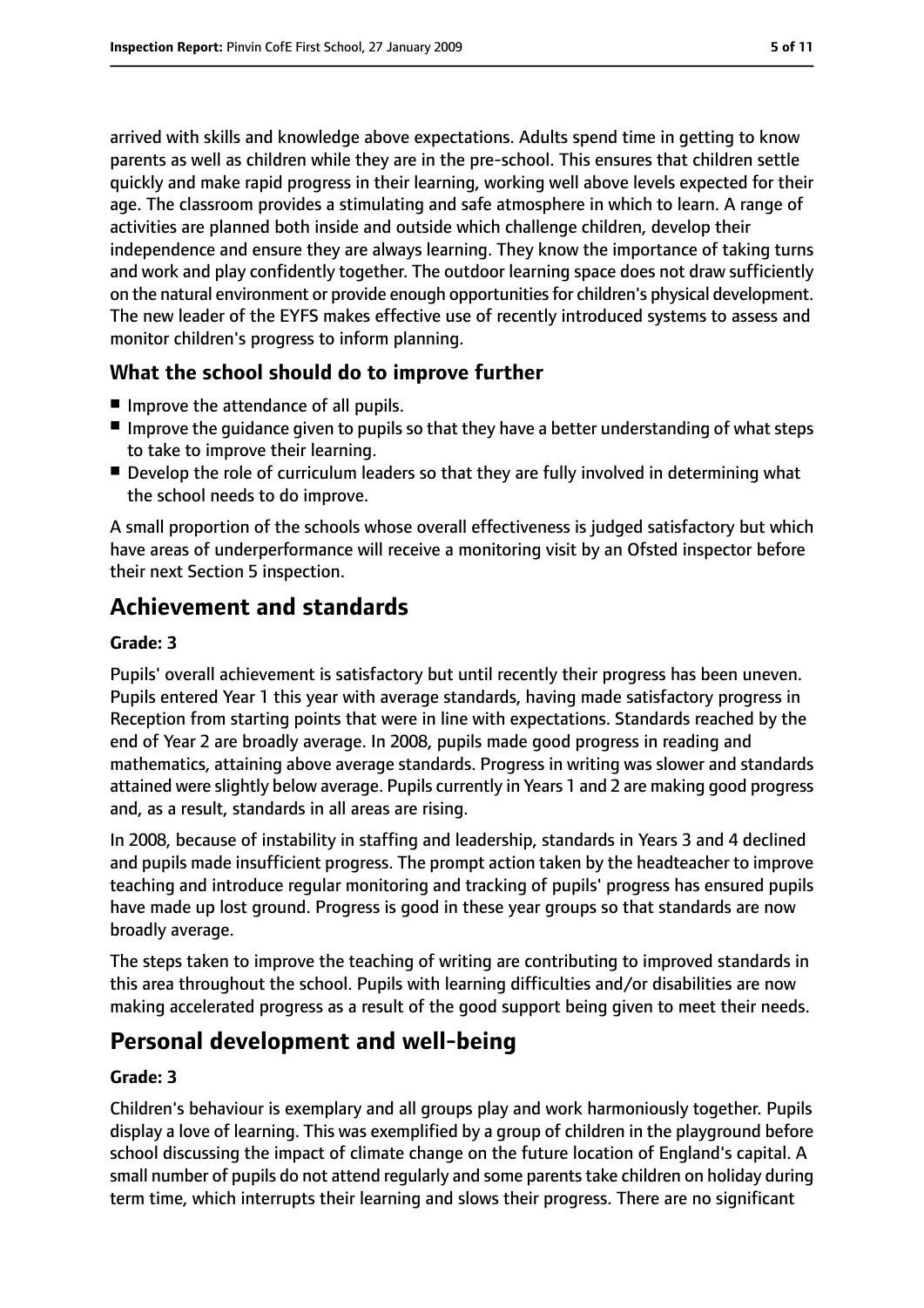arrived with skills and knowledge above expectations. Adults spend time in getting to know parents as well as children while they are in the pre-school. This ensures that children settle quickly and make rapid progress in their learning, working well above levels expected for their age. The classroom provides a stimulating and safe atmosphere in which to learn. A range of activities are planned both inside and outside which challenge children, develop their independence and ensure they are always learning. They know the importance of taking turns and work and play confidently together. The outdoor learning space does not draw sufficiently on the natural environment or provide enough opportunities for children's physical development. The new leader of the EYFS makes effective use of recently introduced systems to assess and monitor children's progress to inform planning.

### What the school should do to improve further

- Improve the attendance of all pupils.
- Improve the guidance given to pupils so that they have a better understanding of what steps to take to improve their learning.
- Develop the role of curriculum leaders so that they are fully involved in determining what the school needs to do improve.

A small proportion of the schools whose overall effectiveness is judged satisfactory but which have areas of underperformance will receive a monitoring visit by an Ofsted inspector before their next Section 5 inspection.

## Achievement and standards

#### Grade: 3

Pupils' overall achievement is satisfactory but until recently their progress has been uneven. Pupils entered Year 1 this year with average standards, having made satisfactory progress in Reception from starting points that were in line with expectations. Standards reached by the end of Year 2 are broadly average. In 2008, pupils made good progress in reading and mathematics, attaining above average standards. Progress in writing was slower and standards attained were slightly below average. Pupils currently in Years 1 and 2 are making good progress and, as a result, standards in all areas are rising.

In 2008, because of instability in staffing and leadership, standards in Years 3 and 4 declined and pupils made insufficient progress. The prompt action taken by the headteacher to improve teaching and introduce regular monitoring and tracking of pupils' progress has ensured pupils have made up lost ground. Progress is good in these year groups so that standards are now broadly average.

The steps taken to improve the teaching of writing are contributing to improved standards in this area throughout the school. Pupils with learning difficulties and/or disabilities are now making accelerated progress as a result of the good support being given to meet their needs.

## Personal development and well-being

#### Grade: 3

Children's behaviour is exemplary and all groups play and work harmoniously together. Pupils display a love of learning. This was exemplified by a group of children in the playground before school discussing the impact of climate change on the future location of England's capital. A small number of pupils do not attend regularly and some parents take children on holiday during term time, which interrupts their learning and slows their progress. There are no significant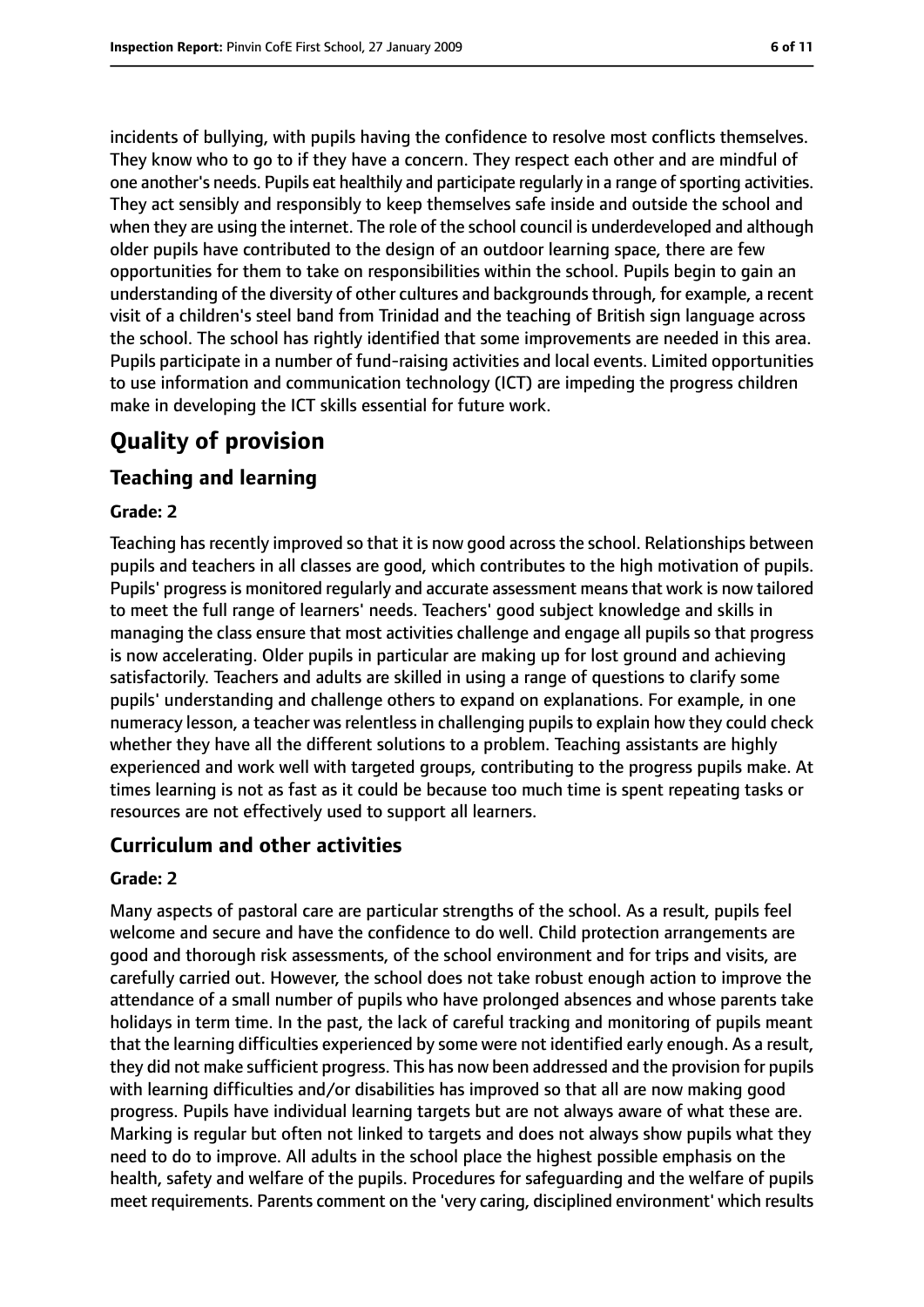incidents of bullying, with pupils having the confidence to resolve most conflicts themselves. They know who to go to if they have a concern. They respect each other and are mindful of one another's needs. Pupils eat healthily and participate regularly in a range of sporting activities. They act sensibly and responsibly to keep themselves safe inside and outside the school and when they are using the internet. The role of the school council is underdeveloped and although older pupils have contributed to the design of an outdoor learning space, there are few opportunities for them to take on responsibilities within the school. Pupils begin to gain an understanding of the diversity of other cultures and backgrounds through, for example, a recent visit of a children's steel band from Trinidad and the teaching of British sign language across the school. The school has rightly identified that some improvements are needed in this area. Pupils participate in a number of fund-raising activities and local events. Limited opportunities to use information and communication technology (ICT) are impeding the progress children make in developing the ICT skills essential for future work.

# Quality of provision

## Teaching and learning

### Grade: 2

Teaching has recently improved so that it is now good across the school. Relationships between pupils and teachers in all classes are good, which contributes to the high motivation of pupils. Pupils' progress is monitored regularly and accurate assessment means that work is now tailored to meet the full range of learners' needs. Teachers' good subject knowledge and skills in managing the class ensure that most activities challenge and engage all pupils so that progress is now accelerating. Older pupils in particular are making up for lost ground and achieving satisfactorily. Teachers and adults are skilled in using a range of questions to clarify some pupils' understanding and challenge others to expand on explanations. For example, in one numeracy lesson, a teacher was relentless in challenging pupils to explain how they could check whether they have all the different solutions to a problem. Teaching assistants are highly experienced and work well with targeted groups, contributing to the progress pupils make. At times learning is not as fast as it could be because too much time is spent repeating tasks or resources are not effectively used to support all learners.

## Curriculum and other activities

### Grade: 2

Many aspects of pastoral care are particular strengths of the school. As a result, pupils feel welcome and secure and have the confidence to do well. Child protection arrangements are good and thorough risk assessments, of the school environment and for trips and visits, are carefully carried out. However, the school does not take robust enough action to improve the attendance of a small number of pupils who have prolonged absences and whose parents take holidays in term time. In the past, the lack of careful tracking and monitoring of pupils meant that the learning difficulties experienced by some were not identified early enough. As a result, they did not make sufficient progress. This has now been addressed and the provision for pupils with learning difficulties and/or disabilities has improved so that all are now making good progress. Pupils have individual learning targets but are not always aware of what these are. Marking is regular but often not linked to targets and does not always show pupils what they need to do to improve. All adults in the school place the highest possible emphasis on the health, safety and welfare of the pupils. Procedures for safeguarding and the welfare of pupils meet requirements. Parents comment on the 'very caring, disciplined environment' which results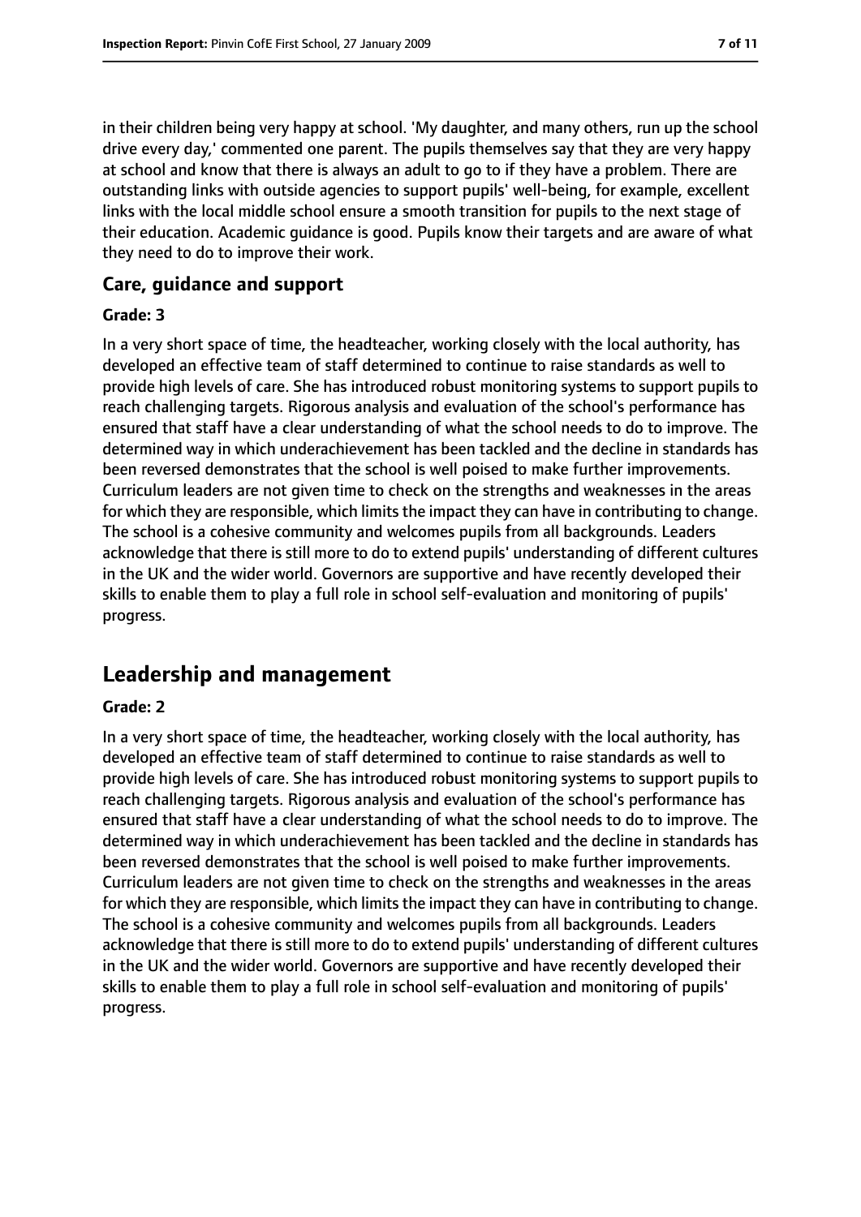in their children being very happy at school. 'My daughter, and many others, run up the school drive every day,' commented one parent. The pupils themselves say that they are very happy at school and know that there is always an adult to go to if they have a problem. There are outstanding links with outside agencies to support pupils' well-being, for example, excellent links with the local middle school ensure a smooth transition for pupils to the next stage of their education. Academic guidance is good. Pupils know their targets and are aware of what they need to do to improve their work.

### Care, guidance and support

#### Grade: 3

In a very short space of time, the headteacher, working closely with the local authority, has developed an effective team of staff determined to continue to raise standards as well to provide high levels of care. She has introduced robust monitoring systems to support pupils to reach challenging targets. Rigorous analysis and evaluation of the school's performance has ensured that staff have a clear understanding of what the school needs to do to improve. The determined way in which underachievement has been tackled and the decline in standards has been reversed demonstrates that the school is well poised to make further improvements. Curriculum leaders are not given time to check on the strengths and weaknesses in the areas for which they are responsible, which limits the impact they can have in contributing to change. The school is a cohesive community and welcomes pupils from all backgrounds. Leaders acknowledge that there is still more to do to extend pupils' understanding of different cultures in the UK and the wider world. Governors are supportive and have recently developed their skills to enable them to play a full role in school self-evaluation and monitoring of pupils' progress.

## Leadership and management

#### Grade: 2

In a very short space of time, the headteacher, working closely with the local authority, has developed an effective team of staff determined to continue to raise standards as well to provide high levels of care. She has introduced robust monitoring systems to support pupils to reach challenging targets. Rigorous analysis and evaluation of the school's performance has ensured that staff have a clear understanding of what the school needs to do to improve. The determined way in which underachievement has been tackled and the decline in standards has been reversed demonstrates that the school is well poised to make further improvements. Curriculum leaders are not given time to check on the strengths and weaknesses in the areas for which they are responsible, which limits the impact they can have in contributing to change. The school is a cohesive community and welcomes pupils from all backgrounds. Leaders acknowledge that there is still more to do to extend pupils' understanding of different cultures in the UK and the wider world. Governors are supportive and have recently developed their skills to enable them to play a full role in school self-evaluation and monitoring of pupils' progress.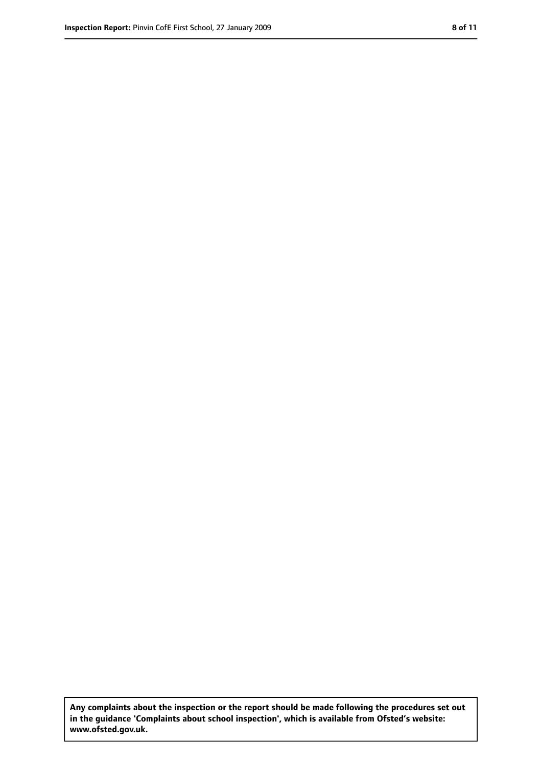**Any complaints about the inspection or the report should be made following the procedures set out in the guidance 'Complaints about school inspection', which is available from Ofsted's website: www.ofsted.gov.uk.**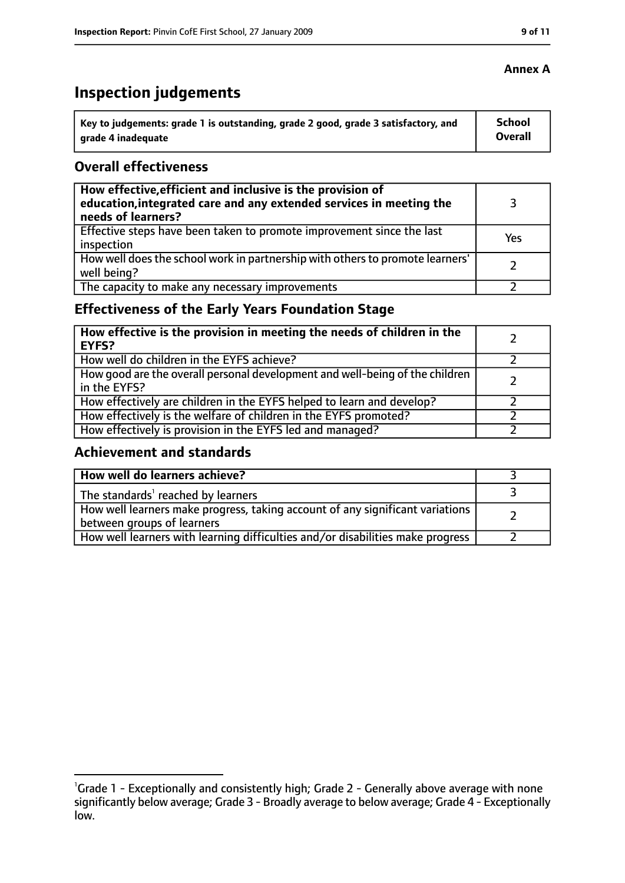**Annex A**

# Inspection judgements

| Key to judgements: grade 1 is outstanding, grade 2 good, grade 3 satisfactory, and grade 4 inadequate | School Overall |
|---|---|

## Overall effectiveness

| | |
|---|---|
| **How effective, efficient and inclusive is the provision of education, integrated care and any extended services in meeting the needs of learners?** | 3 |
| Effective steps have been taken to promote improvement since the last inspection | Yes |
| How well does the school work in partnership with others to promote learners' well being? | 2 |
| The capacity to make any necessary improvements | 2 |

## Effectiveness of the Early Years Foundation Stage

| | |
|---|---|
| **How effective is the provision in meeting the needs of children in the EYFS?** | 2 |
| How well do children in the EYFS achieve? | 2 |
| How good are the overall personal development and well-being of the children in the EYFS? | 2 |
| How effectively are children in the EYFS helped to learn and develop? | 2 |
| How effectively is the welfare of children in the EYFS promoted? | 2 |
| How effectively is provision in the EYFS led and managed? | 2 |

## Achievement and standards

| | |
|---|---|
| **How well do learners achieve?** | 3 |
| The standards[1] reached by learners | 3 |
| How well learners make progress, taking account of any significant variations between groups of learners | 2 |
| How well learners with learning difficulties and/or disabilities make progress | 2 |

[1]Grade 1 - Exceptionally and consistently high; Grade 2 - Generally above average with none significantly below average; Grade 3 - Broadly average to below average; Grade 4 - Exceptionally low.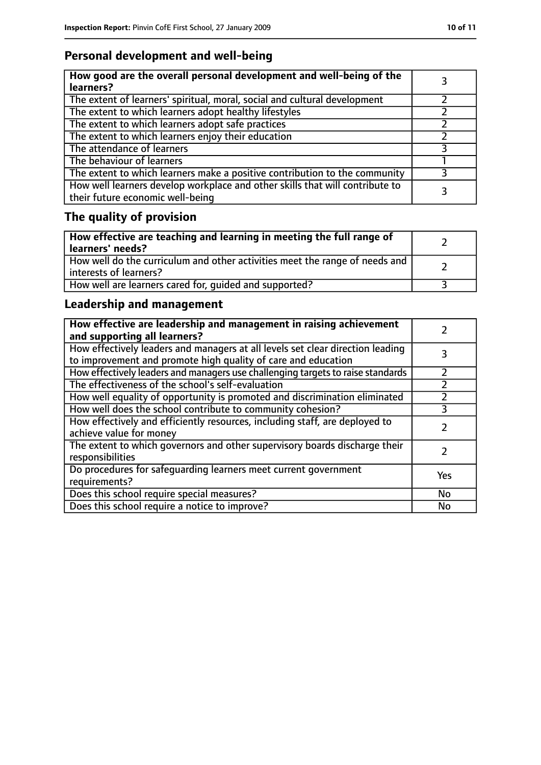## Personal development and well-being

| How good are the overall personal development and well-being of the learners? | 3 |
|---|---|
| The extent of learners' spiritual, moral, social and cultural development | 2 |
| The extent to which learners adopt healthy lifestyles | 2 |
| The extent to which learners adopt safe practices | 2 |
| The extent to which learners enjoy their education | 2 |
| The attendance of learners | 3 |
| The behaviour of learners | 1 |
| The extent to which learners make a positive contribution to the community | 3 |
| How well learners develop workplace and other skills that will contribute to their future economic well-being | 3 |

## The quality of provision

| How effective are teaching and learning in meeting the full range of learners' needs? | 2 |
|---|---|
| How well do the curriculum and other activities meet the range of needs and interests of learners? | 2 |
| How well are learners cared for, guided and supported? | 3 |

## Leadership and management

| How effective are leadership and management in raising achievement and supporting all learners? | 2 |
|---|---|
| How effectively leaders and managers at all levels set clear direction leading to improvement and promote high quality of care and education | 3 |
| How effectively leaders and managers use challenging targets to raise standards | 2 |
| The effectiveness of the school's self-evaluation | 2 |
| How well equality of opportunity is promoted and discrimination eliminated | 2 |
| How well does the school contribute to community cohesion? | 3 |
| How effectively and efficiently resources, including staff, are deployed to achieve value for money | 2 |
| The extent to which governors and other supervisory boards discharge their responsibilities | 2 |
| Do procedures for safeguarding learners meet current government requirements? | Yes |
| Does this school require special measures? | No |
| Does this school require a notice to improve? | No |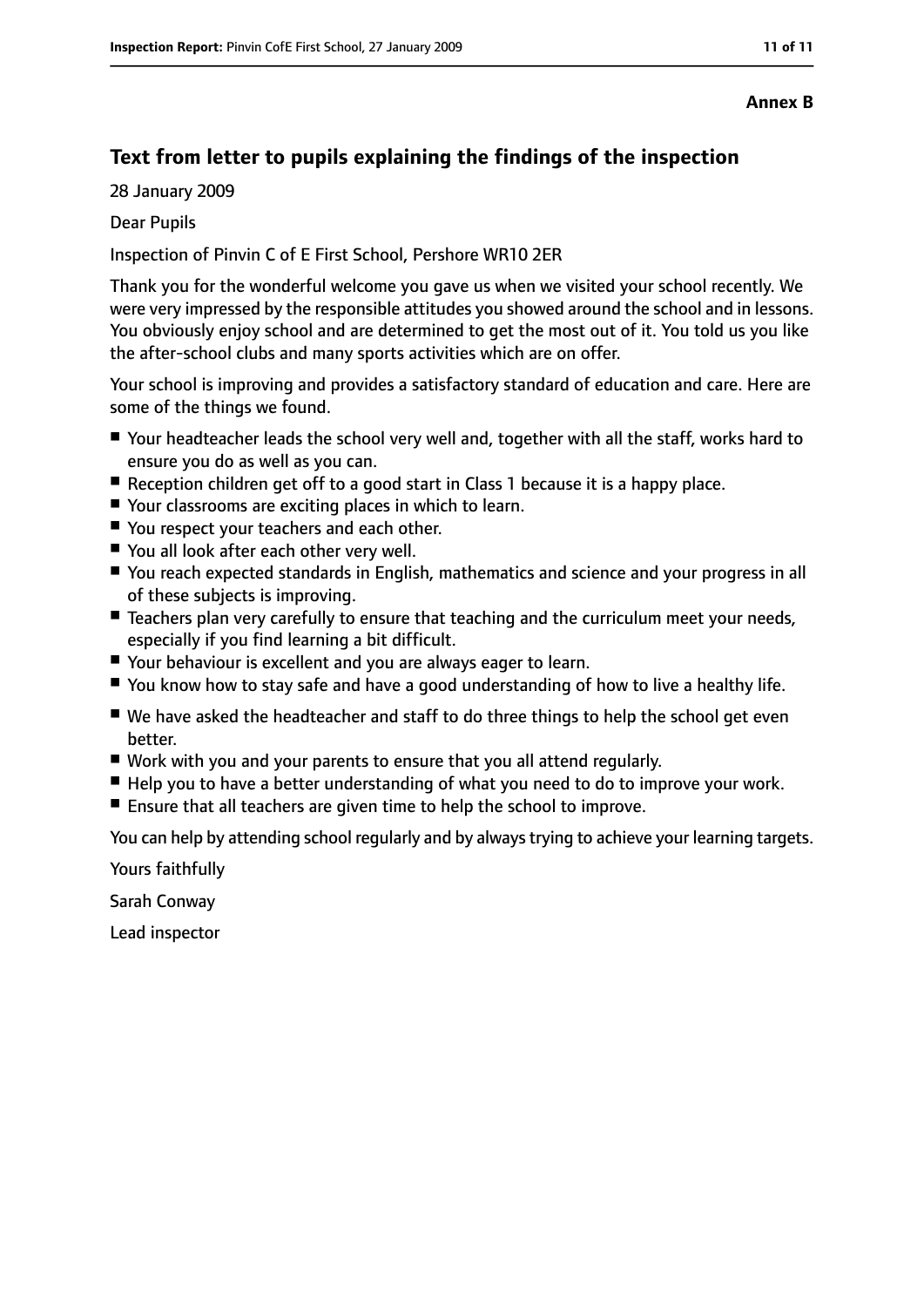**Annex B**

## Text from letter to pupils explaining the findings of the inspection

28 January 2009

Dear Pupils

Inspection of Pinvin C of E First School, Pershore WR10 2ER

Thank you for the wonderful welcome you gave us when we visited your school recently. We were very impressed by the responsible attitudes you showed around the school and in lessons. You obviously enjoy school and are determined to get the most out of it. You told us you like the after-school clubs and many sports activities which are on offer.

Your school is improving and provides a satisfactory standard of education and care. Here are some of the things we found.

- Your headteacher leads the school very well and, together with all the staff, works hard to ensure you do as well as you can.
- Reception children get off to a good start in Class 1 because it is a happy place.
- Your classrooms are exciting places in which to learn.
- You respect your teachers and each other.
- You all look after each other very well.
- You reach expected standards in English, mathematics and science and your progress in all of these subjects is improving.
- Teachers plan very carefully to ensure that teaching and the curriculum meet your needs, especially if you find learning a bit difficult.
- Your behaviour is excellent and you are always eager to learn.
- You know how to stay safe and have a good understanding of how to live a healthy life.

- We have asked the headteacher and staff to do three things to help the school get even better.
- Work with you and your parents to ensure that you all attend regularly.
- Help you to have a better understanding of what you need to do to improve your work.
- Ensure that all teachers are given time to help the school to improve.

You can help by attending school regularly and by always trying to achieve your learning targets.

Yours faithfully

Sarah Conway

Lead inspector